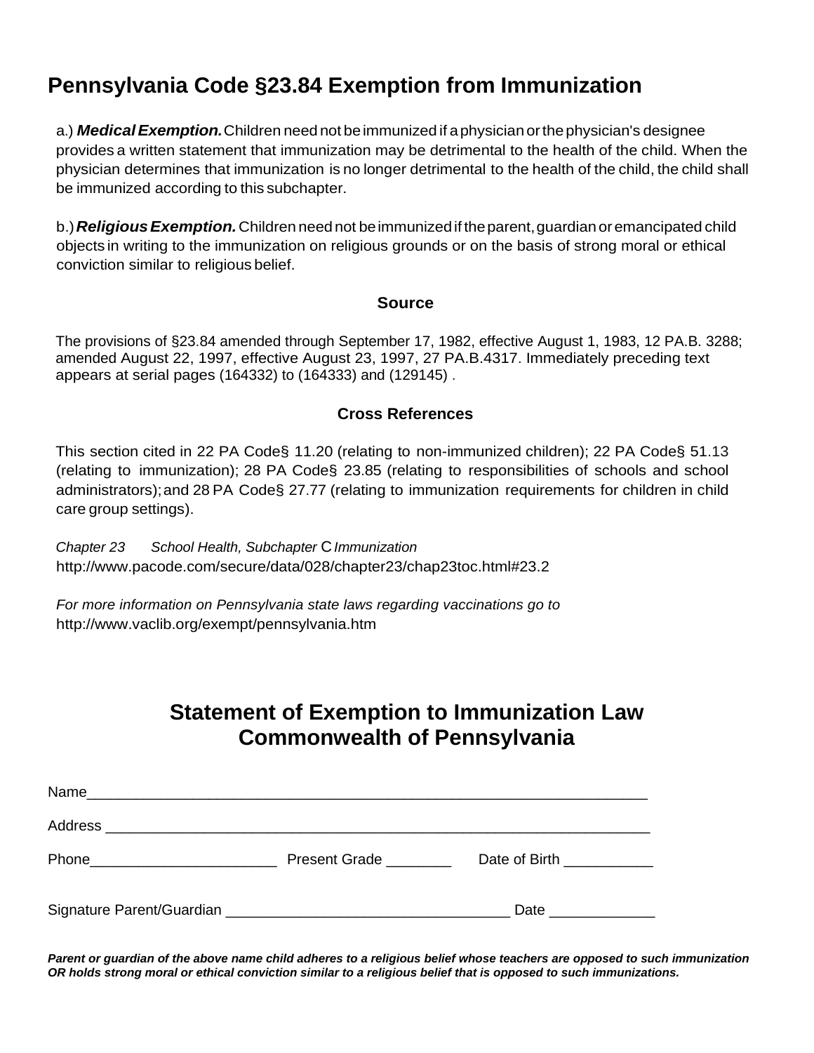# Pennsylvania Code §23.84 Exemption from Immunization

a.) ***Medical Exemption.*** Children need not be immunized if a physician or the physician's designee provides a written statement that immunization may be detrimental to the health of the child. When the physician determines that immunization is no longer detrimental to the health of the child, the child shall be immunized according to this subchapter.

b.) ***Religious Exemption.*** Children need not be immunized if the parent, guardian or emancipated child objects in writing to the immunization on religious grounds or on the basis of strong moral or ethical conviction similar to religious belief.

### Source

The provisions of §23.84 amended through September 17, 1982, effective August 1, 1983, 12 PA.B. 3288; amended August 22, 1997, effective August 23, 1997, 27 PA.B.4317. Immediately preceding text appears at serial pages (164332) to (164333) and (129145) .

### Cross References

This section cited in 22 PA Code§ 11.20 (relating to non-immunized children); 22 PA Code§ 51.13 (relating to immunization); 28 PA Code§ 23.85 (relating to responsibilities of schools and school administrators); and 28 PA Code§ 27.77 (relating to immunization requirements for children in child care group settings).

*Chapter 23 School Health, Subchapter* C *Immunization*
http://www.pacode.com/secure/data/028/chapter23/chap23toc.html#23.2

*For more information on Pennsylvania state laws regarding vaccinations go to*
http://www.vaclib.org/exempt/pennsylvania.htm

## Statement of Exemption to Immunization Law
## Commonwealth of Pennsylvania

Name_______________________________________________________________________

Address _____________________________________________________________________

Phone_______________________ Present Grade ________ Date of Birth ___________

Signature Parent/Guardian ___________________________________ Date _____________

***Parent or guardian of the above name child adheres to a religious belief whose teachers are opposed to such immunization OR holds strong moral or ethical conviction similar to a religious belief that is opposed to such immunizations.***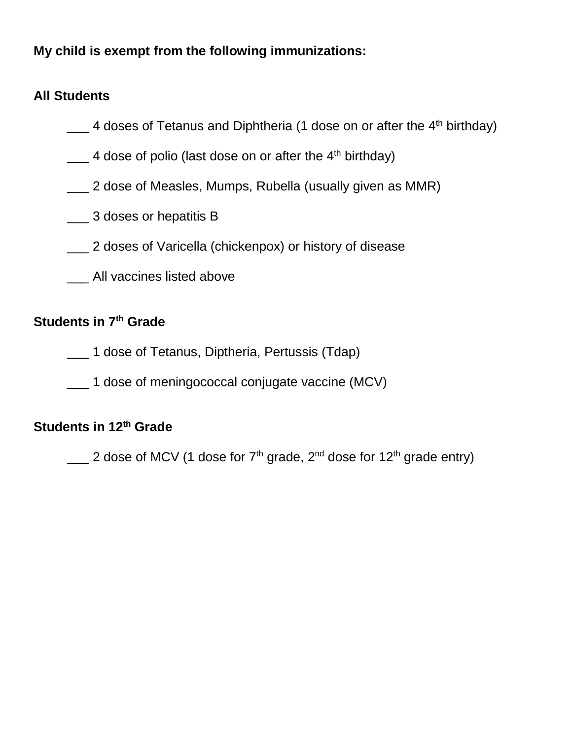**My child is exempt from the following immunizations:**

**All Students**

___ 4 doses of Tetanus and Diphtheria (1 dose on or after the 4th birthday)

___ 4 dose of polio (last dose on or after the 4th birthday)

___ 2 dose of Measles, Mumps, Rubella (usually given as MMR)

___ 3 doses or hepatitis B

___ 2 doses of Varicella (chickenpox) or history of disease

___ All vaccines listed above

**Students in 7th Grade**

___ 1 dose of Tetanus, Diptheria, Pertussis (Tdap)

___ 1 dose of meningococcal conjugate vaccine (MCV)

**Students in 12th Grade**

___ 2 dose of MCV (1 dose for 7th grade, 2nd dose for 12th grade entry)